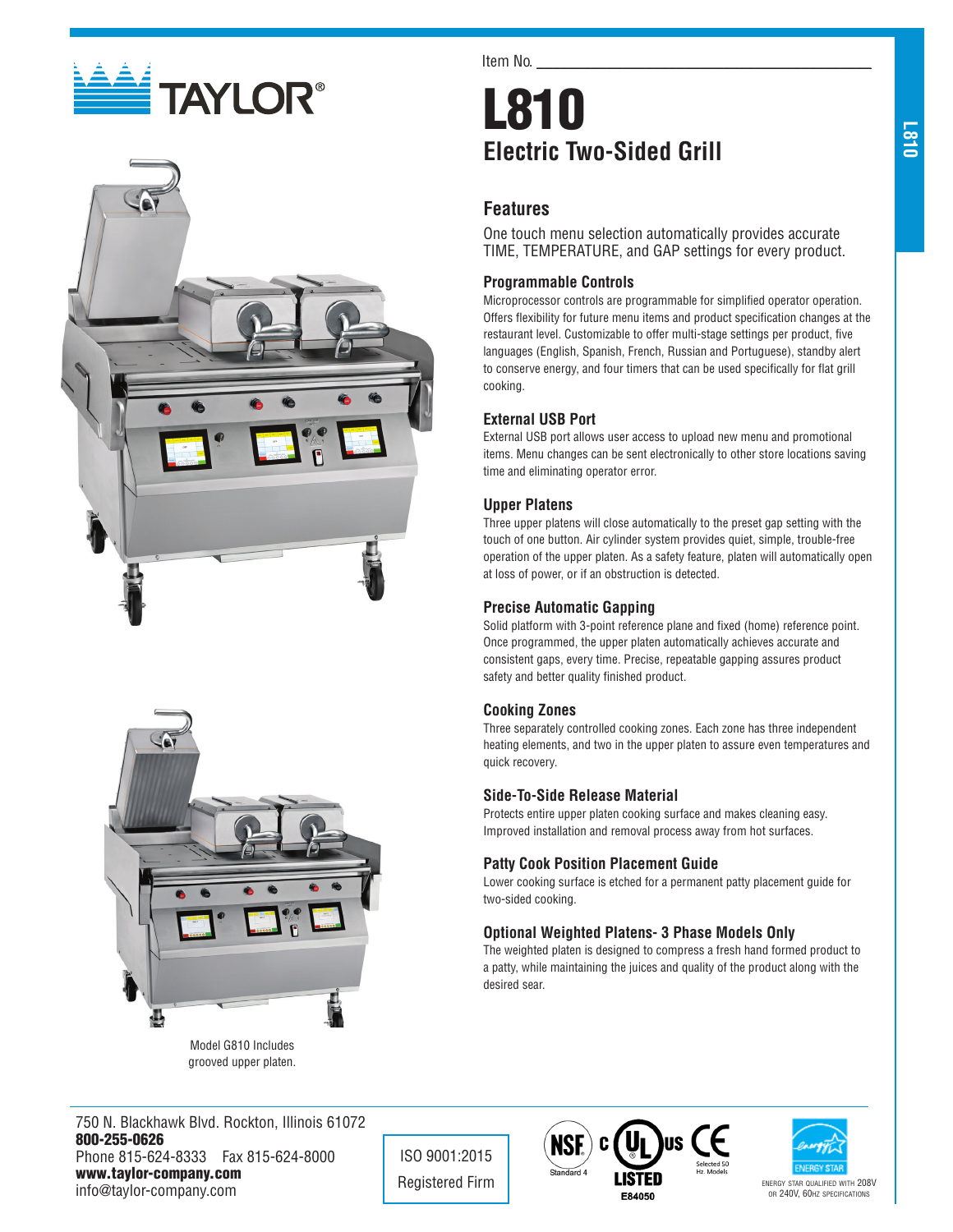Item No. ___________________

# L810

## Electric Two-Sided Grill

### Features

One touch menu selection automatically provides accurate TIME, TEMPERATURE, and GAP settings for every product.

#### Programmable Controls

Microprocessor controls are programmable for simplified operator operation. Offers flexibility for future menu items and product specification changes at the restaurant level. Customizable to offer multi-stage settings per product, five languages (English, Spanish, French, Russian and Portuguese), standby alert to conserve energy, and four timers that can be used specifically for flat grill cooking.

#### External USB Port

External USB port allows user access to upload new menu and promotional items. Menu changes can be sent electronically to other store locations saving time and eliminating operator error.

#### Upper Platens

Three upper platens will close automatically to the preset gap setting with the touch of one button. Air cylinder system provides quiet, simple, trouble-free operation of the upper platen. As a safety feature, platen will automatically open at loss of power, or if an obstruction is detected.

#### Precise Automatic Gapping

Solid platform with 3-point reference plane and fixed (home) reference point. Once programmed, the upper platen automatically achieves accurate and consistent gaps, every time. Precise, repeatable gapping assures product safety and better quality finished product.

#### Cooking Zones

Three separately controlled cooking zones. Each zone has three independent heating elements, and two in the upper platen to assure even temperatures and quick recovery.

#### Side-To-Side Release Material

Protects entire upper platen cooking surface and makes cleaning easy. Improved installation and removal process away from hot surfaces.

#### Patty Cook Position Placement Guide

Lower cooking surface is etched for a permanent patty placement guide for two-sided cooking.

#### Optional Weighted Platens- 3 Phase Models Only

The weighted platen is designed to compress a fresh hand formed product to a patty, while maintaining the juices and quality of the product along with the desired sear.

Model G810 Includes grooved upper platen.

750 N. Blackhawk Blvd. Rockton, Illinois 61072
**800-255-0626**
Phone 815-624-8333 Fax 815-624-8000
**www.taylor-company.com**
info@taylor-company.com

ISO 9001:2015
Registered Firm

NSF Standard 4 · cULus LISTED E84050 · CE Selected 50 Hz. Models

ENERGY STAR QUALIFIED WITH 208V OR 240V, 60HZ SPECIFICATIONS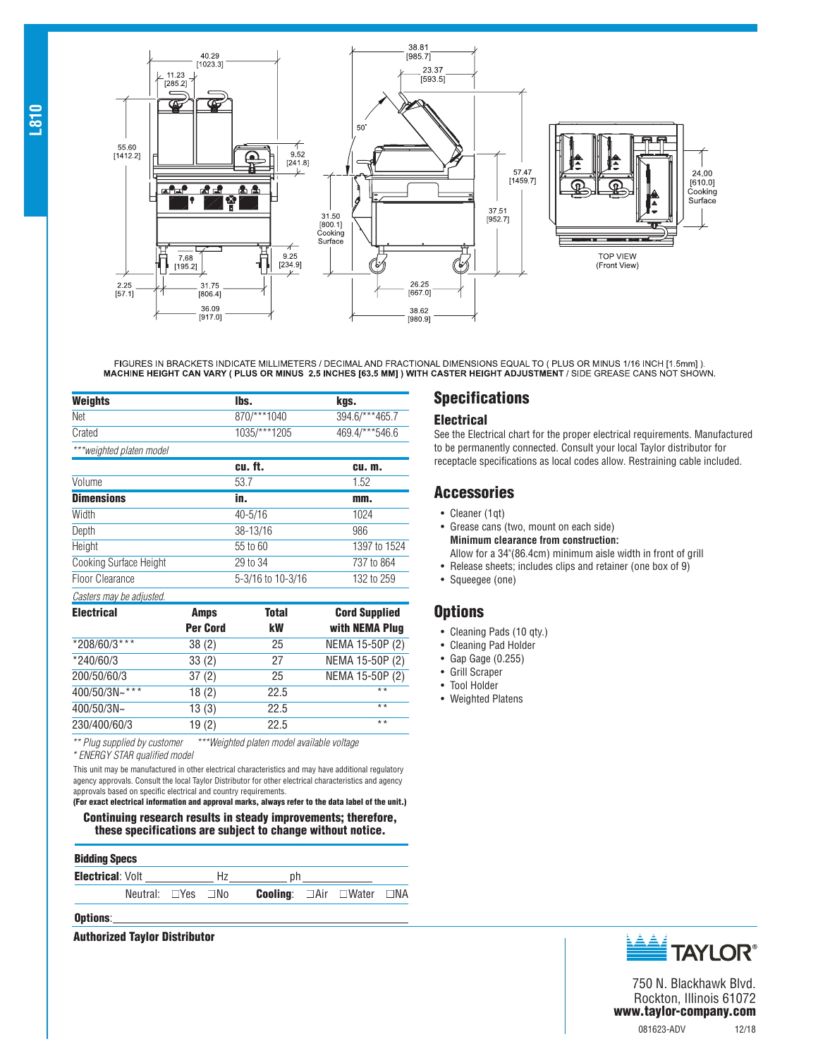L810

40.29
[1023.3]
11.23
[285.2]
55.60
[1412.2]
9.52
[241.8]
7.68
[195.2]
9.25
[234.9]
2.25
[57.1]
31.75
[806.4]
36.09
[917.0]

38.81
[985.7]
23.37
[593.5]
50°
31.50
[800.1]
Cooking
Surface
57.47
[1459.7]
37.51
[952.7]
26.25
[667.0]
38.62
[980.9]

24.00
[610.0]
Cooking
Surface
TOP VIEW
(Front View)

FIGURES IN BRACKETS INDICATE MILLIMETERS / DECIMAL AND FRACTIONAL DIMENSIONS EQUAL TO ( PLUS OR MINUS 1/16 INCH [1.5mm] ).
**MACHINE HEIGHT CAN VARY ( PLUS OR MINUS 2.5 INCHES [63.5 MM] ) WITH CASTER HEIGHT ADJUSTMENT** / SIDE GREASE CANS NOT SHOWN.

| **Weights** | **lbs.** | **kgs.** |
|---|---|---|
| Net | 870/***1040 | 394.6/***465.7 |
| Crated | 1035/***1205 | 469.4/***546.6 |
| *\*\*\*weighted platen model* | | |
| | **cu. ft.** | **cu. m.** |
| Volume | 53.7 | 1.52 |
| **Dimensions** | **in.** | **mm.** |
| Width | 40-5/16 | 1024 |
| Depth | 38-13/16 | 986 |
| Height | 55 to 60 | 1397 to 1524 |
| Cooking Surface Height | 29 to 34 | 737 to 864 |
| Floor Clearance | 5-3/16 to 10-3/16 | 132 to 259 |

*Casters may be adjusted.*

| **Electrical** | **Amps Per Cord** | **Total kW** | **Cord Supplied with NEMA Plug** |
|---|---|---|---|
| *208/60/3*** | 38 (2) | 25 | NEMA 15-50P (2) |
| *240/60/3 | 33 (2) | 27 | NEMA 15-50P (2) |
| 200/50/60/3 | 37 (2) | 25 | NEMA 15-50P (2) |
| 400/50/3N~*** | 18 (2) | 22.5 | ** |
| 400/50/3N~ | 13 (3) | 22.5 | ** |
| 230/400/60/3 | 19 (2) | 22.5 | ** |

*\*\* Plug supplied by customer* *\*\*\*Weighted platen model available voltage*
*\* ENERGY STAR qualified model*

This unit may be manufactured in other electrical characteristics and may have additional regulatory agency approvals. Consult the local Taylor Distributor for other electrical characteristics and agency approvals based on specific electrical and country requirements.
**(For exact electrical information and approval marks, always refer to the data label of the unit.)**

**Continuing research results in steady improvements; therefore, these specifications are subject to change without notice.**

**Bidding Specs**

**Electrical**: Volt __________ Hz __________ ph __________

Neutral: ☐Yes ☐No **Cooling**: ☐Air ☐Water ☐NA

**Options**: ______________________________

**Authorized Taylor Distributor**

## Specifications

### Electrical

See the Electrical chart for the proper electrical requirements. Manufactured to be permanently connected. Consult your local Taylor distributor for receptacle specifications as local codes allow. Restraining cable included.

## Accessories

- Cleaner (1qt)
- Grease cans (two, mount on each side)
  **Minimum clearance from construction:**
  Allow for a 34"(86.4cm) minimum aisle width in front of grill
- Release sheets; includes clips and retainer (one box of 9)
- Squeegee (one)

## Options

- Cleaning Pads (10 qty.)
- Cleaning Pad Holder
- Gap Gage (0.255)
- Grill Scraper
- Tool Holder
- Weighted Platens

TAYLOR®
750 N. Blackhawk Blvd.
Rockton, Illinois 61072
**www.taylor-company.com**

081623-ADV 12/18